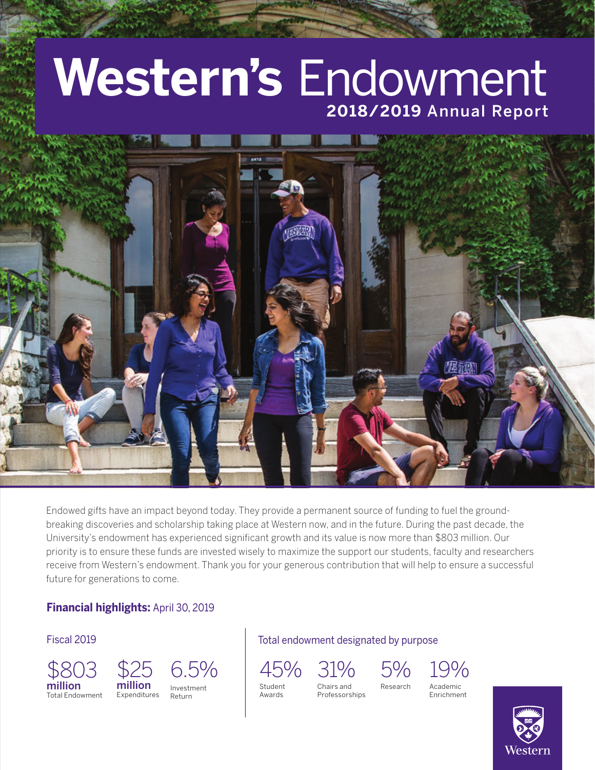# **Western's** Endowment

## 2018/2019 Annual Report

Endowed gifts have an impact beyond today. They provide a permanent source of funding to fuel the ground-breaking discoveries and scholarship taking place at Western now, and in the future. During the past decade, the University's endowment has experienced significant growth and its value is now more than $803 million. Our priority is to ensure these funds are invested wisely to maximize the support our students, faculty and researchers receive from Western's endowment. Thank you for your generous contribution that will help to ensure a successful future for generations to come.

### **Financial highlights:** April 30, 2019

**Fiscal 2019**

- $803 **million** Total Endowment
- $25 **million** Expenditures
- 6.5% Investment Return

**Total endowment designated by purpose**

- 45% Student Awards
- 31% Chairs and Professorships
- 5% Research
- 19% Academic Enrichment

Western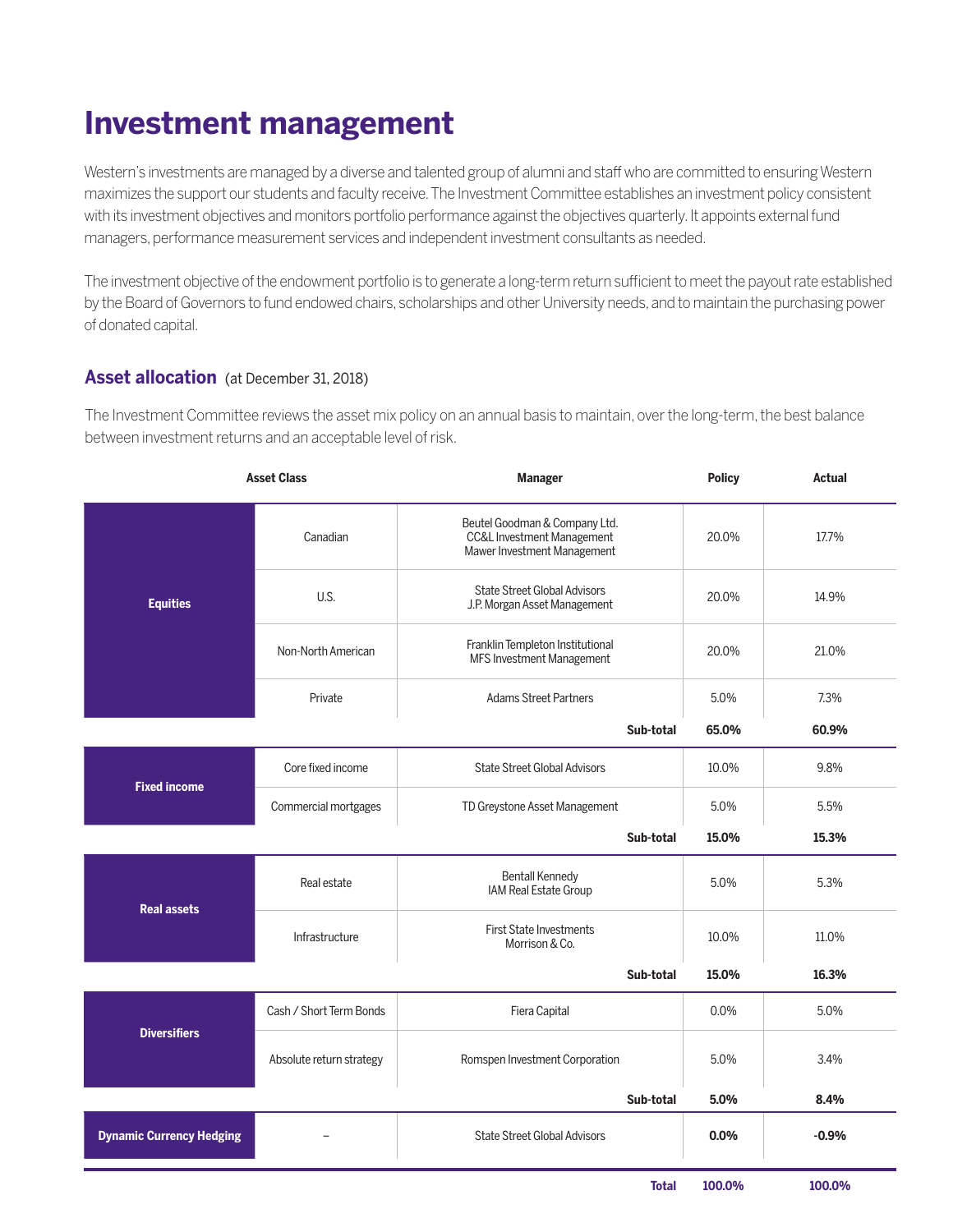# Investment management

Western's investments are managed by a diverse and talented group of alumni and staff who are committed to ensuring Western maximizes the support our students and faculty receive. The Investment Committee establishes an investment policy consistent with its investment objectives and monitors portfolio performance against the objectives quarterly. It appoints external fund managers, performance measurement services and independent investment consultants as needed.

The investment objective of the endowment portfolio is to generate a long-term return sufficient to meet the payout rate established by the Board of Governors to fund endowed chairs, scholarships and other University needs, and to maintain the purchasing power of donated capital.

## Asset allocation (at December 31, 2018)

The Investment Committee reviews the asset mix policy on an annual basis to maintain, over the long-term, the best balance between investment returns and an acceptable level of risk.

| Asset Class | | Manager | Policy | Actual |
|---|---|---|---|---|
| **Equities** | Canadian | Beutel Goodman & Company Ltd.<br>CC&L Investment Management<br>Mawer Investment Management | 20.0% | 17.7% |
| | U.S. | State Street Global Advisors<br>J.P. Morgan Asset Management | 20.0% | 14.9% |
| | Non-North American | Franklin Templeton Institutional<br>MFS Investment Management | 20.0% | 21.0% |
| | Private | Adams Street Partners | 5.0% | 7.3% |
| | | **Sub-total** | **65.0%** | **60.9%** |
| **Fixed income** | Core fixed income | State Street Global Advisors | 10.0% | 9.8% |
| | Commercial mortgages | TD Greystone Asset Management | 5.0% | 5.5% |
| | | **Sub-total** | **15.0%** | **15.3%** |
| **Real assets** | Real estate | Bentall Kennedy<br>IAM Real Estate Group | 5.0% | 5.3% |
| | Infrastructure | First State Investments<br>Morrison & Co. | 10.0% | 11.0% |
| | | **Sub-total** | **15.0%** | **16.3%** |
| **Diversifiers** | Cash / Short Term Bonds | Fiera Capital | 0.0% | 5.0% |
| | Absolute return strategy | Romspen Investment Corporation | 5.0% | 3.4% |
| | | **Sub-total** | **5.0%** | **8.4%** |
| **Dynamic Currency Hedging** | – | State Street Global Advisors | **0.0%** | **-0.9%** |
| | | **Total** | **100.0%** | **100.0%** |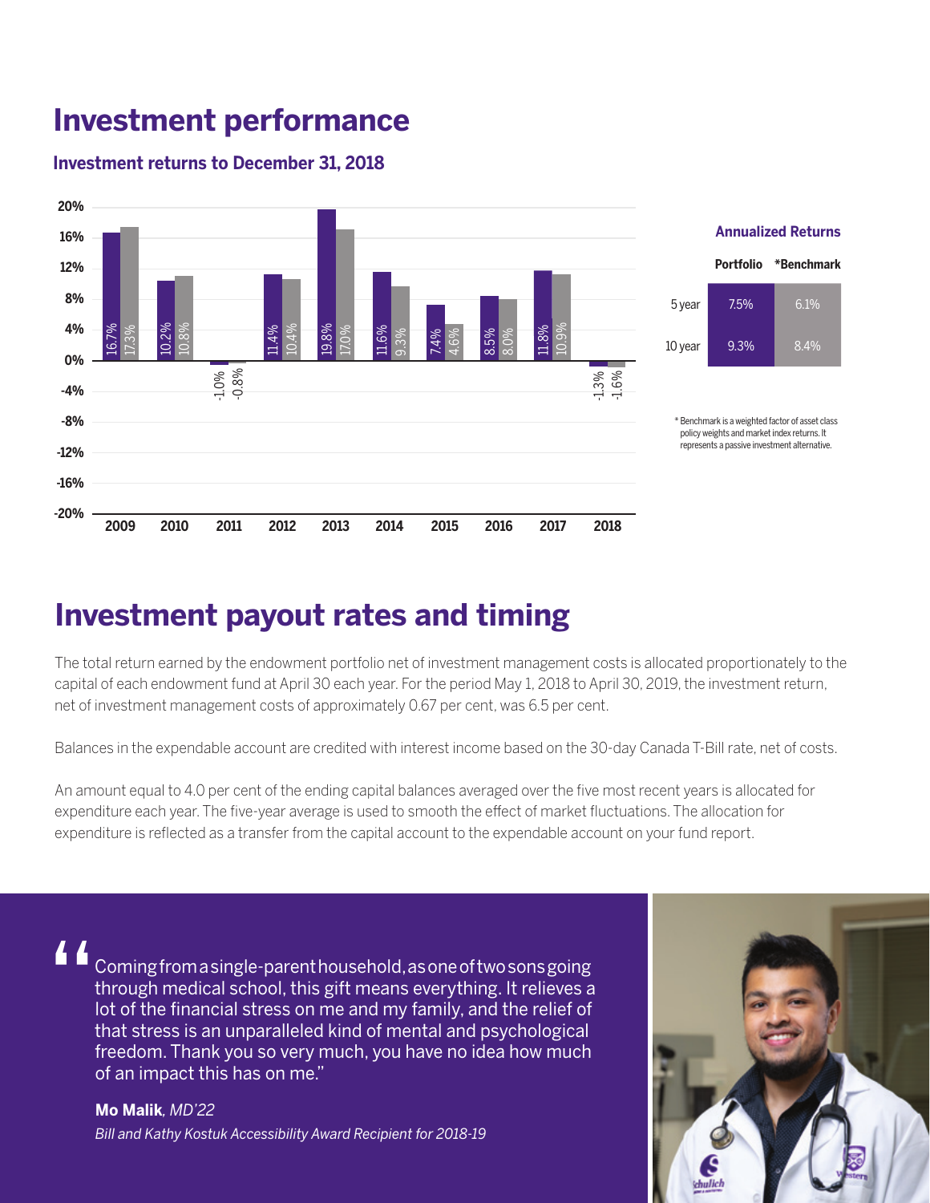# Investment performance

### Investment returns to December 31, 2018

| Year | Portfolio | Benchmark |
|---|---|---|
| 2009 | 16.7% | 17.3% |
| 2010 | 10.2% | 10.8% |
| 2011 | -1.0% | -0.8% |
| 2012 | 11.4% | 10.4% |
| 2013 | 19.8% | 17.0% |
| 2014 | 11.6% | 9.3% |
| 2015 | 7.4% | 4.6% |
| 2016 | 8.5% | 8.0% |
| 2017 | 11.8% | 10.9% |
| 2018 | -1.3% | -1.6% |

**Annualized Returns**

| | Portfolio | *Benchmark |
|---|---|---|
| 5 year | 7.5% | 6.1% |
| 10 year | 9.3% | 8.4% |

* Benchmark is a weighted factor of asset class policy weights and market index returns. It represents a passive investment alternative.

# Investment payout rates and timing

The total return earned by the endowment portfolio net of investment management costs is allocated proportionately to the capital of each endowment fund at April 30 each year. For the period May 1, 2018 to April 30, 2019, the investment return, net of investment management costs of approximately 0.67 per cent, was 6.5 per cent.

Balances in the expendable account are credited with interest income based on the 30-day Canada T-Bill rate, net of costs.

An amount equal to 4.0 per cent of the ending capital balances averaged over the five most recent years is allocated for expenditure each year. The five-year average is used to smooth the effect of market fluctuations. The allocation for expenditure is reflected as a transfer from the capital account to the expendable account on your fund report.

> "Coming from a single-parent household, as one of two sons going through medical school, this gift means everything. It relieves a lot of the financial stress on me and my family, and the relief of that stress is an unparalleled kind of mental and psychological freedom. Thank you so very much, you have no idea how much of an impact this has on me."
>
> **Mo Malik**, *MD'22*
>
> *Bill and Kathy Kostuk Accessibility Award Recipient for 2018-19*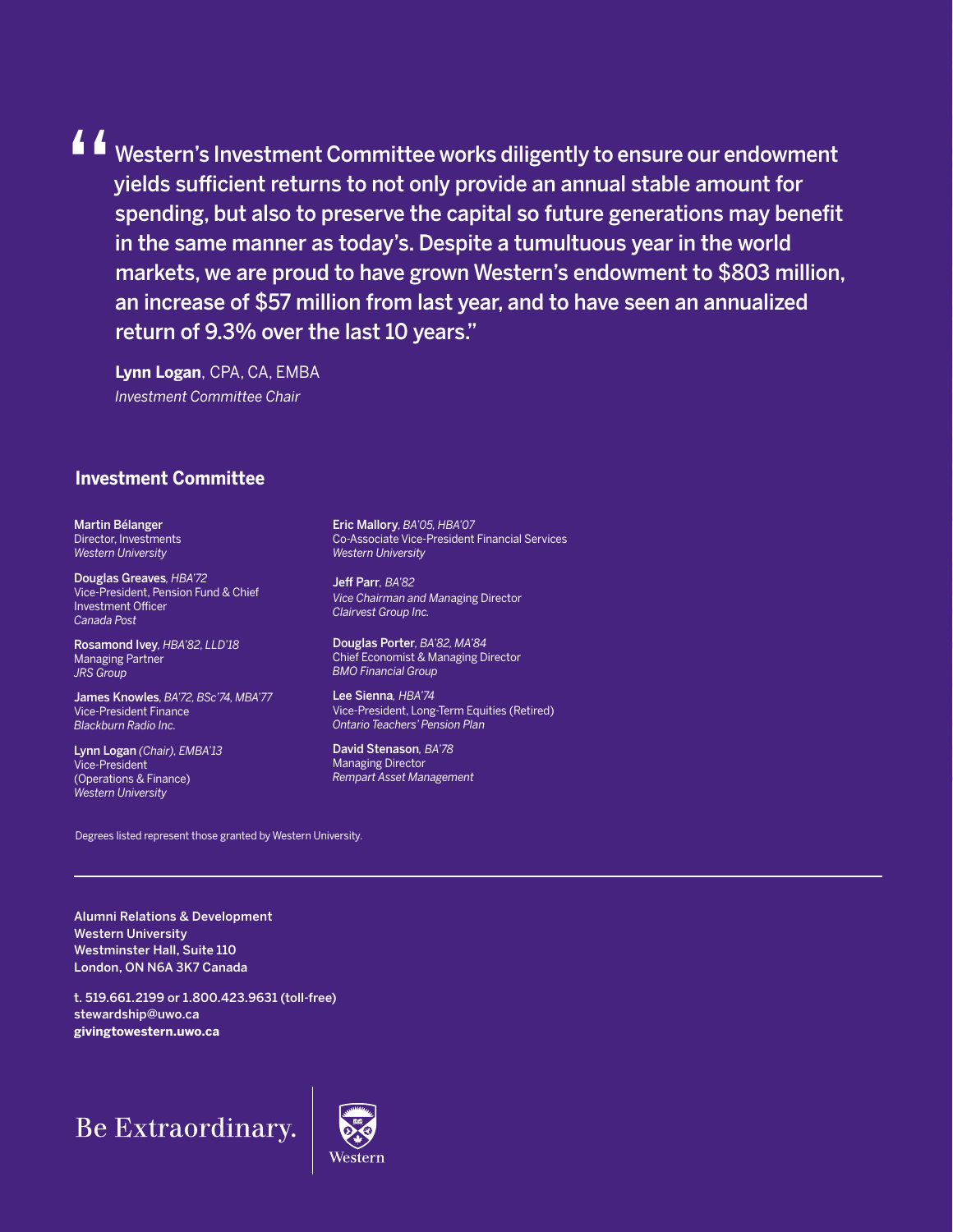"Western's Investment Committee works diligently to ensure our endowment yields sufficient returns to not only provide an annual stable amount for spending, but also to preserve the capital so future generations may benefit in the same manner as today's. Despite a tumultuous year in the world markets, we are proud to have grown Western's endowment to $803 million, an increase of $57 million from last year, and to have seen an annualized return of 9.3% over the last 10 years."

**Lynn Logan**, CPA, CA, EMBA
*Investment Committee Chair*

## Investment Committee

**Martin Bélanger**
Director, Investments
*Western University*

**Douglas Greaves**, *HBA'72*
Vice-President, Pension Fund & Chief Investment Officer
*Canada Post*

**Rosamond Ivey**, *HBA'82, LLD'18*
Managing Partner
*JRS Group*

**James Knowles**, *BA'72, BSc'74, MBA'77*
Vice-President Finance
*Blackburn Radio Inc.*

**Lynn Logan** *(Chair), EMBA'13*
Vice-President
(Operations & Finance)
*Western University*

**Eric Mallory**, *BA'05, HBA'07*
Co-Associate Vice-President Financial Services
*Western University*

**Jeff Parr**, *BA'82*
*Vice Chairman and Managing Director*
*Clairvest Group Inc.*

**Douglas Porter**, *BA'82, MA'84*
Chief Economist & Managing Director
*BMO Financial Group*

**Lee Sienna**, *HBA'74*
Vice-President, Long-Term Equities (Retired)
*Ontario Teachers' Pension Plan*

**David Stenason**, *BA'78*
Managing Director
*Rempart Asset Management*

Degrees listed represent those granted by Western University.

---

Alumni Relations & Development
Western University
Westminster Hall, Suite 110
London, ON N6A 3K7 Canada

t. 519.661.2199 or 1.800.423.9631 (toll-free)
stewardship@uwo.ca
**givingtowestern.uwo.ca**

Be Extraordinary.

Western